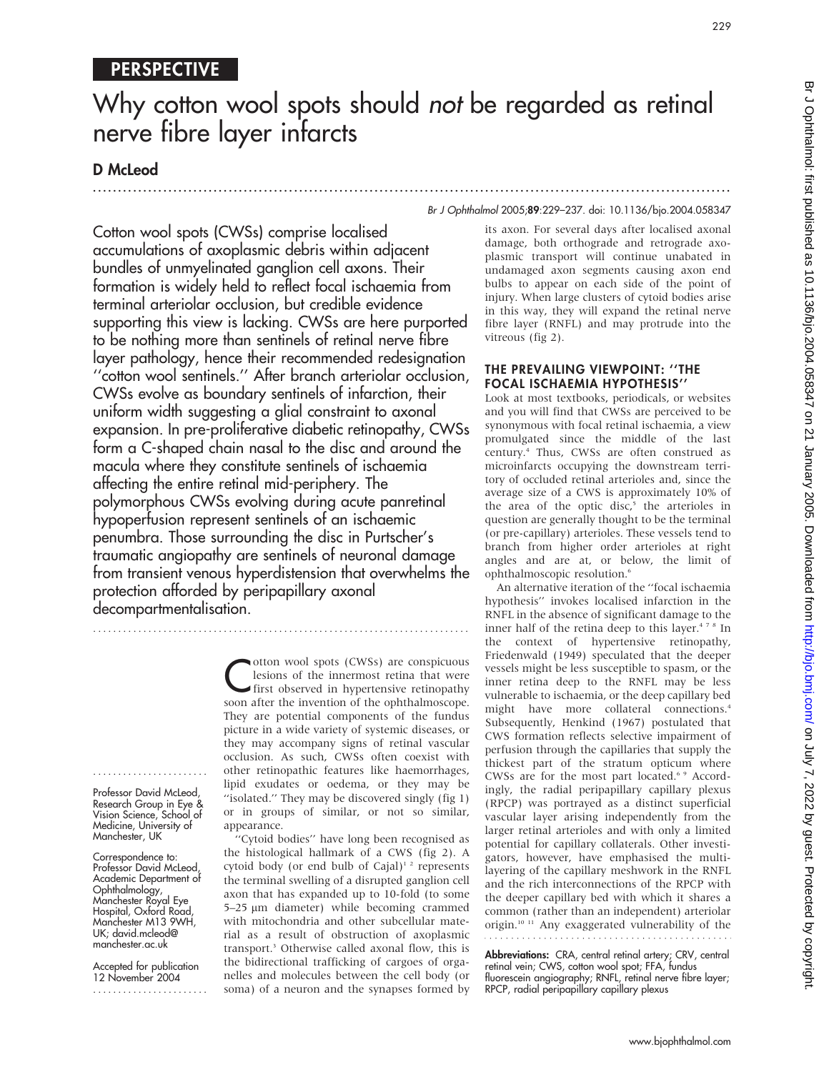PERSPECTIVE

# Why cotton wool spots should *not* be regarded as retinal nerve fibre layer infarcts

## D McLeod

Br J Ophthalmol 2005;89:229–237. doi: 10.1136/bjo.2004.058347

**Cotton wool spots (CWSs) comprise localised accumulations of axoplasmic debris within adjacent bundles of unmyelinated ganglion cell axons. Their formation is widely held to reflect focal ischaemia from terminal arteriolar occlusion, but credible evidence supporting this view is lacking. CWSs are here purported to be nothing more than sentinels of retinal nerve fibre layer pathology, hence their recommended redesignation "cotton wool sentinels." After branch arteriolar occlusion, CWSs evolve as boundary sentinels of infarction, their uniform width suggesting a glial constraint to axonal expansion. In pre-proliferative diabetic retinopathy, CWSs form a C-shaped chain nasal to the disc and around the macula where they constitute sentinels of ischaemia affecting the entire retinal mid-periphery. The polymorphous CWSs evolving during acute panretinal hypoperfusion represent sentinels of an ischaemic penumbra. Those surrounding the disc in Purtscher's traumatic angiopathy are sentinels of neuronal damage from transient venous hyperdistension that overwhelms the protection afforded by peripapillary axonal decompartmentalisation.**

Cotton wool spots (CWSs) are conspicuous lesions of the innermost retina that were first observed in hypertensive retinopathy soon after the invention of the ophthalmoscope. They are potential components of the fundus picture in a wide variety of systemic diseases, or they may accompany signs of retinal vascular occlusion. As such, CWSs often coexist with other retinopathic features like haemorrhages, lipid exudates or oedema, or they may be "isolated." They may be discovered singly (fig 1) or in groups of similar, or not so similar, appearance.

"Cytoid bodies" have long been recognised as the histological hallmark of a CWS (fig 2). A cytoid body (or end bulb of Cajal)[1 2] represents the terminal swelling of a disrupted ganglion cell axon that has expanded up to 10-fold (to some 5–25 µm diameter) while becoming crammed with mitochondria and other subcellular material as a result of obstruction of axoplasmic transport.[3] Otherwise called axonal flow, this is the bidirectional trafficking of cargoes of organelles and molecules between the cell body (or soma) of a neuron and the synapses formed by its axon. For several days after localised axonal damage, both orthograde and retrograde axoplasmic transport will continue unabated in undamaged axon segments causing axon end bulbs to appear on each side of the point of injury. When large clusters of cytoid bodies arise in this way, they will expand the retinal nerve fibre layer (RNFL) and may protrude into the vitreous (fig 2).

Professor David McLeod, Research Group in Eye & Vision Science, School of Medicine, University of Manchester, UK

Correspondence to: Professor David McLeod, Academic Department of Ophthalmology, Manchester Royal Eye Hospital, Oxford Road, Manchester M13 9WH, UK; david.mcleod@manchester.ac.uk

Accepted for publication 12 November 2004

### THE PREVAILING VIEWPOINT: "THE FOCAL ISCHAEMIA HYPOTHESIS"

Look at most textbooks, periodicals, or websites and you will find that CWSs are perceived to be synonymous with focal retinal ischaemia, a view promulgated since the middle of the last century.[4] Thus, CWSs are often construed as microinfarcts occupying the downstream territory of occluded retinal arterioles and, since the average size of a CWS is approximately 10% of the area of the optic disc,[5] the arterioles in question are generally thought to be the terminal (or pre-capillary) arterioles. These vessels tend to branch from higher order arterioles at right angles and are at, or below, the limit of ophthalmoscopic resolution.[6]

An alternative iteration of the "focal ischaemia hypothesis" invokes localised infarction in the RNFL in the absence of significant damage to the inner half of the retina deep to this layer.[4 7 8] In the context of hypertensive retinopathy, Friedenwald (1949) speculated that the deeper vessels might be less susceptible to spasm, or the inner retina deep to the RNFL may be less vulnerable to ischaemia, or the deep capillary bed might have more collateral connections.[4] Subsequently, Henkind (1967) postulated that CWS formation reflects selective impairment of perfusion through the capillaries that supply the thickest part of the stratum opticum where CWSs are for the most part located.[6 9] Accordingly, the radial peripapillary capillary plexus (RPCP) was portrayed as a distinct superficial vascular layer arising independently from the larger retinal arterioles and with only a limited potential for capillary collaterals. Other investigators, however, have emphasised the multilayering of the capillary meshwork in the RNFL and the rich interconnections of the RPCP with the deeper capillary bed with which it shares a common (rather than an independent) arteriolar origin.[10 11] Any exaggerated vulnerability of the

**Abbreviations:** CRA, central retinal artery; CRV, central retinal vein; CWS, cotton wool spot; FFA, fundus fluorescein angiography; RNFL, retinal nerve fibre layer; RPCP, radial peripapillary capillary plexus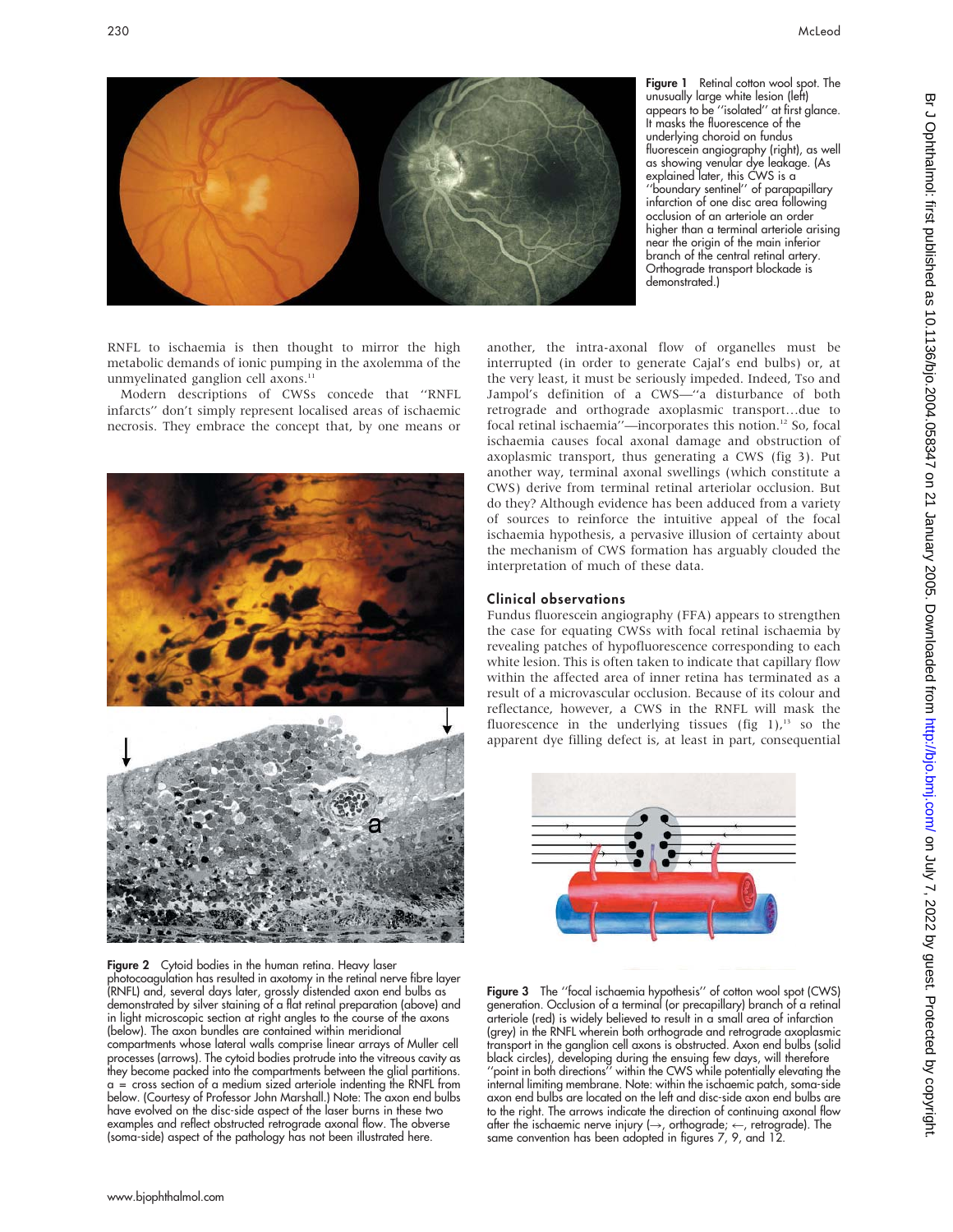Figure 1 Retinal cotton wool spot. The unusually large white lesion (left) appears to be "isolated" at first glance. It masks the fluorescence of the underlying choroid on fundus fluorescein angiography (right), as well as showing venular dye leakage. (As explained later, this CWS is a "boundary sentinel" of parapapillary infarction of one disc area following occlusion of an arteriole an order higher than a terminal arteriole arising near the origin of the main inferior branch of the central retinal artery. Orthograde transport blockade is demonstrated.)

RNFL to ischaemia is then thought to mirror the high metabolic demands of ionic pumping in the axolemma of the unmyelinated ganglion cell axons.[11]

Modern descriptions of CWSs concede that "RNFL infarcts" don't simply represent localised areas of ischaemic necrosis. They embrace the concept that, by one means or another, the intra-axonal flow of organelles must be interrupted (in order to generate Cajal's end bulbs) or, at the very least, it must be seriously impeded. Indeed, Tso and Jampol's definition of a CWS—"a disturbance of both retrograde and orthograde axoplasmic transport…due to focal retinal ischaemia"—incorporates this notion.[12] So, focal ischaemia causes focal axonal damage and obstruction of axoplasmic transport, thus generating a CWS (fig 3). Put another way, terminal axonal swellings (which constitute a CWS) derive from terminal retinal arteriolar occlusion. But do they? Although evidence has been adduced from a variety of sources to reinforce the intuitive appeal of the focal ischaemia hypothesis, a pervasive illusion of certainty about the mechanism of CWS formation has arguably clouded the interpretation of much of these data.

## Clinical observations

Fundus fluorescein angiography (FFA) appears to strengthen the case for equating CWSs with focal retinal ischaemia by revealing patches of hypofluorescence corresponding to each white lesion. This is often taken to indicate that capillary flow within the affected area of inner retina has terminated as a result of a microvascular occlusion. Because of its colour and reflectance, however, a CWS in the RNFL will mask the fluorescence in the underlying tissues (fig 1),[13] so the apparent dye filling defect is, at least in part, consequential

Figure 2 Cytoid bodies in the human retina. Heavy laser photocoagulation has resulted in axotomy in the retinal nerve fibre layer (RNFL) and, several days later, grossly distended axon end bulbs as demonstrated by silver staining of a flat retinal preparation (above) and in light microscopic section at right angles to the course of the axons (below). The axon bundles are contained within meridional compartments whose lateral walls comprise linear arrays of Muller cell processes (arrows). The cytoid bodies protrude into the vitreous cavity as they become packed into the compartments between the glial partitions. a = cross section of a medium sized arteriole indenting the RNFL from below. (Courtesy of Professor John Marshall.) Note: The axon end bulbs have evolved on the disc-side aspect of the laser burns in these two examples and reflect obstructed retrograde axonal flow. The obverse (soma-side) aspect of the pathology has not been illustrated here.

Figure 3 The "focal ischaemia hypothesis" of cotton wool spot (CWS) generation. Occlusion of a terminal (or precapillary) branch of a retinal arteriole (red) is widely believed to result in a small area of infarction (grey) in the RNFL wherein both orthograde and retrograde axoplasmic transport in the ganglion cell axons is obstructed. Axon end bulbs (solid black circles), developing during the ensuing few days, will therefore "point in both directions" within the CWS while potentially elevating the internal limiting membrane. Note: within the ischaemic patch, soma-side axon end bulbs are located on the left and disc-side axon end bulbs are to the right. The arrows indicate the direction of continuing axonal flow after the ischaemic nerve injury (→, orthograde; ←, retrograde). The same convention has been adopted in figures 7, 9, and 12.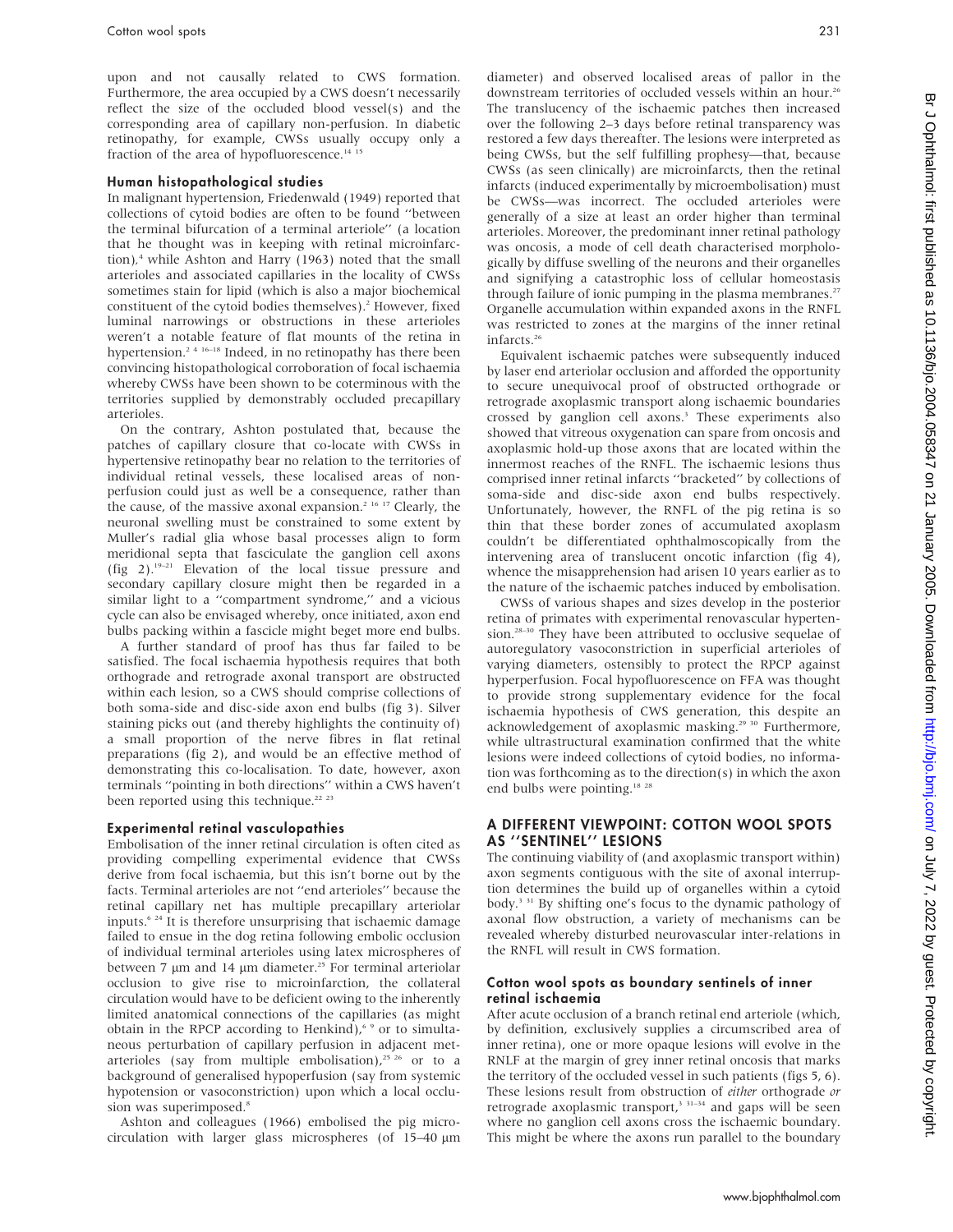upon and not causally related to CWS formation. Furthermore, the area occupied by a CWS doesn't necessarily reflect the size of the occluded blood vessel(s) and the corresponding area of capillary non-perfusion. In diabetic retinopathy, for example, CWSs usually occupy only a fraction of the area of hypofluorescence.[14 15]

### Human histopathological studies

In malignant hypertension, Friedenwald (1949) reported that collections of cytoid bodies are often to be found ''between the terminal bifurcation of a terminal arteriole'' (a location that he thought was in keeping with retinal microinfarction),[4] while Ashton and Harry (1963) noted that the small arterioles and associated capillaries in the locality of CWSs sometimes stain for lipid (which is also a major biochemical constituent of the cytoid bodies themselves).[2] However, fixed luminal narrowings or obstructions in these arterioles weren't a notable feature of flat mounts of the retina in hypertension.[2 4 16–18] Indeed, in no retinopathy has there been convincing histopathological corroboration of focal ischaemia whereby CWSs have been shown to be coterminous with the territories supplied by demonstrably occluded precapillary arterioles.

On the contrary, Ashton postulated that, because the patches of capillary closure that co-locate with CWSs in hypertensive retinopathy bear no relation to the territories of individual retinal vessels, these localised areas of non-perfusion could just as well be a consequence, rather than the cause, of the massive axonal expansion.[2 16 17] Clearly, the neuronal swelling must be constrained to some extent by Muller's radial glia whose basal processes align to form meridional septa that fasciculate the ganglion cell axons (fig 2).[19–21] Elevation of the local tissue pressure and secondary capillary closure might then be regarded in a similar light to a ''compartment syndrome,'' and a vicious cycle can also be envisaged whereby, once initiated, axon end bulbs packing within a fascicle might beget more end bulbs.

A further standard of proof has thus far failed to be satisfied. The focal ischaemia hypothesis requires that both orthograde and retrograde axonal transport are obstructed within each lesion, so a CWS should comprise collections of both soma-side and disc-side axon end bulbs (fig 3). Silver staining picks out (and thereby highlights the continuity of) a small proportion of the nerve fibres in flat retinal preparations (fig 2), and would be an effective method of demonstrating this co-localisation. To date, however, axon terminals ''pointing in both directions'' within a CWS haven't been reported using this technique.[22 23]

### Experimental retinal vasculopathies

Embolisation of the inner retinal circulation is often cited as providing compelling experimental evidence that CWSs derive from focal ischaemia, but this isn't borne out by the facts. Terminal arterioles are not ''end arterioles'' because the retinal capillary net has multiple precapillary arteriolar inputs.[6 24] It is therefore unsurprising that ischaemic damage failed to ensue in the dog retina following embolic occlusion of individual terminal arterioles using latex microspheres of between 7 μm and 14 μm diameter.[25] For terminal arteriolar occlusion to give rise to microinfarction, the collateral circulation would have to be deficient owing to the inherently limited anatomical connections of the capillaries (as might obtain in the RPCP according to Henkind),[6 9] or to simultaneous perturbation of capillary perfusion in adjacent met-arterioles (say from multiple embolisation),[25 26] or to a background of generalised hypoperfusion (say from systemic hypotension or vasoconstriction) upon which a local occlusion was superimposed.[8]

Ashton and colleagues (1966) embolised the pig microcirculation with larger glass microspheres (of 15–40 μm diameter) and observed localised areas of pallor in the downstream territories of occluded vessels within an hour.[26] The translucency of the ischaemic patches then increased over the following 2–3 days before retinal transparency was restored a few days thereafter. The lesions were interpreted as being CWSs, but the self fulfilling prophesy—that, because CWSs (as seen clinically) are microinfarcts, then the retinal infarcts (induced experimentally by microembolisation) must be CWSs—was incorrect. The occluded arterioles were generally of a size at least an order higher than terminal arterioles. Moreover, the predominant inner retinal pathology was oncosis, a mode of cell death characterised morphologically by diffuse swelling of the neurons and their organelles and signifying a catastrophic loss of cellular homeostasis through failure of ionic pumping in the plasma membranes.[27] Organelle accumulation within expanded axons in the RNFL was restricted to zones at the margins of the inner retinal infarcts.[26]

Equivalent ischaemic patches were subsequently induced by laser end arteriolar occlusion and afforded the opportunity to secure unequivocal proof of obstructed orthograde or retrograde axoplasmic transport along ischaemic boundaries crossed by ganglion cell axons.[3] These experiments also showed that vitreous oxygenation can spare from oncosis and axoplasmic hold-up those axons that are located within the innermost reaches of the RNFL. The ischaemic lesions thus comprised inner retinal infarcts ''bracketed'' by collections of soma-side and disc-side axon end bulbs respectively. Unfortunately, however, the RNFL of the pig retina is so thin that these border zones of accumulated axoplasm couldn't be differentiated ophthalmoscopically from the intervening area of translucent oncotic infarction (fig 4), whence the misapprehension had arisen 10 years earlier as to the nature of the ischaemic patches induced by embolisation.

CWSs of various shapes and sizes develop in the posterior retina of primates with experimental renovascular hypertension.[28–30] They have been attributed to occlusive sequelae of autoregulatory vasoconstriction in superficial arterioles of varying diameters, ostensibly to protect the RPCP against hyperperfusion. Focal hypofluorescence on FFA was thought to provide strong supplementary evidence for the focal ischaemia hypothesis of CWS generation, this despite an acknowledgement of axoplasmic masking.[29 30] Furthermore, while ultrastructural examination confirmed that the white lesions were indeed collections of cytoid bodies, no information was forthcoming as to the direction(s) in which the axon end bulbs were pointing.[18 28]

## A DIFFERENT VIEWPOINT: COTTON WOOL SPOTS AS ''SENTINEL'' LESIONS

The continuing viability of (and axoplasmic transport within) axon segments contiguous with the site of axonal interruption determines the build up of organelles within a cytoid body.[3 31] By shifting one's focus to the dynamic pathology of axonal flow obstruction, a variety of mechanisms can be revealed whereby disturbed neurovascular inter-relations in the RNFL will result in CWS formation.

### Cotton wool spots as boundary sentinels of inner retinal ischaemia

After acute occlusion of a branch retinal end arteriole (which, by definition, exclusively supplies a circumscribed area of inner retina), one or more opaque lesions will evolve in the RNLF at the margin of grey inner retinal oncosis that marks the territory of the occluded vessel in such patients (figs 5, 6). These lesions result from obstruction of *either* orthograde *or* retrograde axoplasmic transport,[3 31–34] and gaps will be seen where no ganglion cell axons cross the ischaemic boundary. This might be where the axons run parallel to the boundary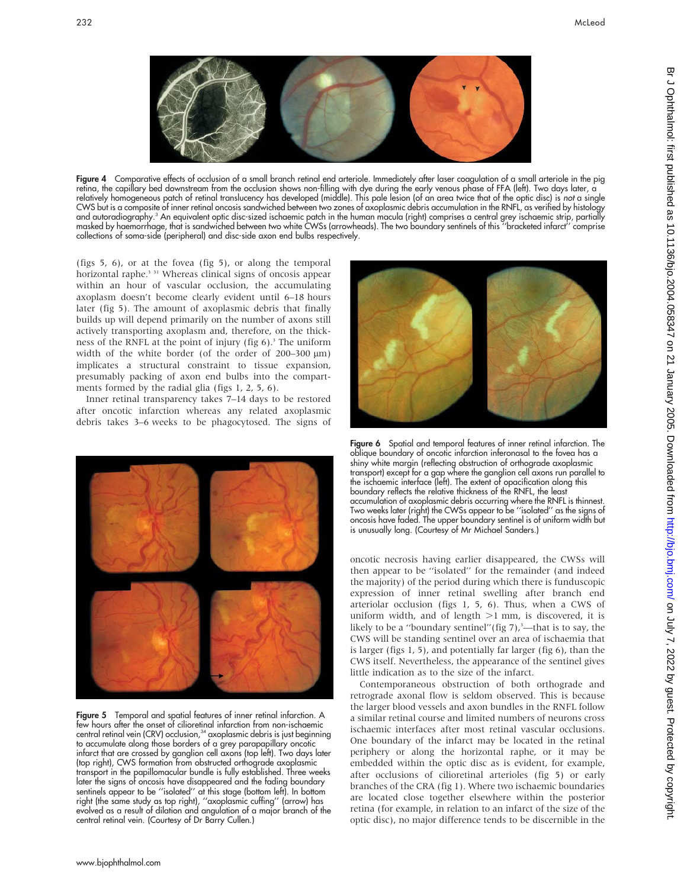**Figure 4** Comparative effects of occlusion of a small branch retinal end arteriole. Immediately after laser coagulation of a small arteriole in the pig retina, the capillary bed downstream from the occlusion shows non-filling with dye during the early venous phase of FFA (left). Two days later, a relatively homogeneous patch of retinal translucency has developed (middle). This pale lesion (of an area twice that of the optic disc) is *not* a single CWS but is a composite of inner retinal oncosis sandwiched between two zones of axoplasmic debris accumulation in the RNFL, as verified by histology and autoradiography.[3] An equivalent optic disc-sized ischaemic patch in the human macula (right) comprises a central grey ischaemic strip, partially masked by haemorrhage, that is sandwiched between two white CWSs (arrowheads). The two boundary sentinels of this "bracketed infarct" comprise collections of soma-side (peripheral) and disc-side axon end bulbs respectively.

(figs 5, 6), or at the fovea (fig 5), or along the temporal horizontal raphe.[3 31] Whereas clinical signs of oncosis appear within an hour of vascular occlusion, the accumulating axoplasm doesn't become clearly evident until 6–18 hours later (fig 5). The amount of axoplasmic debris that finally builds up will depend primarily on the number of axons still actively transporting axoplasm and, therefore, on the thickness of the RNFL at the point of injury (fig 6).[3] The uniform width of the white border (of the order of 200–300 μm) implicates a structural constraint to tissue expansion, presumably packing of axon end bulbs into the compartments formed by the radial glia (figs 1, 2, 5, 6).

Inner retinal transparency takes 7–14 days to be restored after oncotic infarction whereas any related axoplasmic debris takes 3–6 weeks to be phagocytosed. The signs of oncotic necrosis having earlier disappeared, the CWSs will then appear to be "isolated" for the remainder (and indeed the majority) of the period during which there is funduscopic expression of inner retinal swelling after branch end arteriolar occlusion (figs 1, 5, 6). Thus, when a CWS of uniform width, and of length >1 mm, is discovered, it is likely to be a "boundary sentinel"(fig 7),[3]—that is to say, the CWS will be standing sentinel over an area of ischaemia that is larger (figs 1, 5), and potentially far larger (fig 6), than the CWS itself. Nevertheless, the appearance of the sentinel gives little indication as to the size of the infarct.

Contemporaneous obstruction of both orthograde and retrograde axonal flow is seldom observed. This is because the larger blood vessels and axon bundles in the RNFL follow a similar retinal course and limited numbers of neurons cross ischaemic interfaces after most retinal vascular occlusions. One boundary of the infarct may be located in the retinal periphery or along the horizontal raphe, or it may be embedded within the optic disc as is evident, for example, after occlusions of cilioretinal arterioles (fig 5) or early branches of the CRA (fig 1). Where two ischaemic boundaries are located close together elsewhere within the posterior retina (for example, in relation to an infarct of the size of the optic disc), no major difference tends to be discernible in the

**Figure 5** Temporal and spatial features of inner retinal infarction. A few hours after the onset of cilioretinal infarction from non-ischaemic central retinal vein (CRV) occlusion,[34] axoplasmic debris is just beginning to accumulate along those borders of a grey parapapillary oncotic infarct that are crossed by ganglion cell axons (top left). Two days later (top right), CWS formation from obstructed orthograde axoplasmic transport in the papillomacular bundle is fully established. Three weeks later the signs of oncosis have disappeared and the fading boundary sentinels appear to be "isolated" at this stage (bottom left). In bottom right (the same study as top right), "axoplasmic cuffing" (arrow) has evolved as a result of dilation and angulation of a major branch of the central retinal vein. (Courtesy of Dr Barry Cullen.)

**Figure 6** Spatial and temporal features of inner retinal infarction. The oblique boundary of oncotic infarction inferonasal to the fovea has a shiny white margin (reflecting obstruction of orthograde axoplasmic transport) except for a gap where the ganglion cell axons run parallel to the ischaemic interface (left). The extent of opacification along this boundary reflects the relative thickness of the RNFL, the least accumulation of axoplasmic debris occurring where the RNFL is thinnest. Two weeks later (right) the CWSs appear to be "isolated" as the signs of oncosis have faded. The upper boundary sentinel is of uniform width but is unusually long. (Courtesy of Mr Michael Sanders.)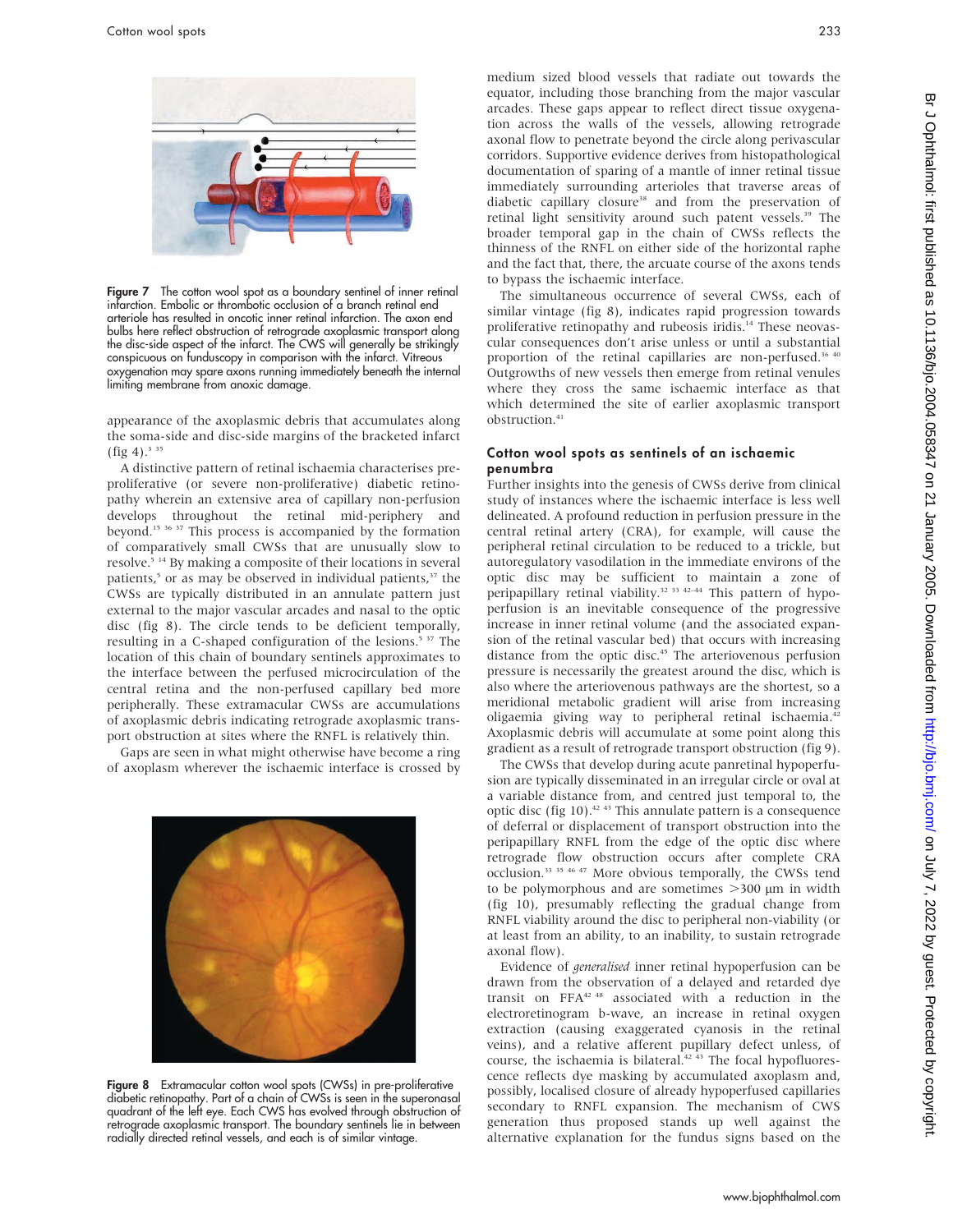Figure 7 The cotton wool spot as a boundary sentinel of inner retinal infarction. Embolic or thrombotic occlusion of a branch retinal end arteriole has resulted in oncotic inner retinal infarction. The axon end bulbs here reflect obstruction of retrograde axoplasmic transport along the disc-side aspect of the infarct. The CWS will generally be strikingly conspicuous on funduscopy in comparison with the infarct. Vitreous oxygenation may spare axons running immediately beneath the internal limiting membrane from anoxic damage.

appearance of the axoplasmic debris that accumulates along the soma-side and disc-side margins of the bracketed infarct (fig 4).[3 35]

A distinctive pattern of retinal ischaemia characterises pre-proliferative (or severe non-proliferative) diabetic retinopathy wherein an extensive area of capillary non-perfusion develops throughout the retinal mid-periphery and beyond.[15 36 37] This process is accompanied by the formation of comparatively small CWSs that are unusually slow to resolve.[5 14] By making a composite of their locations in several patients,[5] or as may be observed in individual patients,[37] the CWSs are typically distributed in an annulate pattern just external to the major vascular arcades and nasal to the optic disc (fig 8). The circle tends to be deficient temporally, resulting in a C-shaped configuration of the lesions.[5 37] The location of this chain of boundary sentinels approximates to the interface between the perfused microcirculation of the central retina and the non-perfused capillary bed more peripherally. These extramacular CWSs are accumulations of axoplasmic debris indicating retrograde axoplasmic transport obstruction at sites where the RNFL is relatively thin.

Gaps are seen in what might otherwise have become a ring of axoplasm wherever the ischaemic interface is crossed by medium sized blood vessels that radiate out towards the equator, including those branching from the major vascular arcades. These gaps appear to reflect direct tissue oxygenation across the walls of the vessels, allowing retrograde axonal flow to penetrate beyond the circle along perivascular corridors. Supportive evidence derives from histopathological documentation of sparing of a mantle of inner retinal tissue immediately surrounding arterioles that traverse areas of diabetic capillary closure[38] and from the preservation of retinal light sensitivity around such patent vessels.[39] The broader temporal gap in the chain of CWSs reflects the thinness of the RNFL on either side of the horizontal raphe and the fact that, there, the arcuate course of the axons tends to bypass the ischaemic interface.

The simultaneous occurrence of several CWSs, each of similar vintage (fig 8), indicates rapid progression towards proliferative retinopathy and rubeosis iridis.[14] These neovascular consequences don't arise unless or until a substantial proportion of the retinal capillaries are non-perfused.[36 40] Outgrowths of new vessels then emerge from retinal venules where they cross the same ischaemic interface as that which determined the site of earlier axoplasmic transport obstruction.[41]

Figure 8 Extramacular cotton wool spots (CWSs) in pre-proliferative diabetic retinopathy. Part of a chain of CWSs is seen in the superonasal quadrant of the left eye. Each CWS has evolved through obstruction of retrograde axoplasmic transport. The boundary sentinels lie in between radially directed retinal vessels, and each is of similar vintage.

## Cotton wool spots as sentinels of an ischaemic penumbra

Further insights into the genesis of CWSs derive from clinical study of instances where the ischaemic interface is less well delineated. A profound reduction in perfusion pressure in the central retinal artery (CRA), for example, will cause the peripheral retinal circulation to be reduced to a trickle, but autoregulatory vasodilation in the immediate environs of the optic disc may be sufficient to maintain a zone of peripapillary retinal viability.[32 33 42–44] This pattern of hypoperfusion is an inevitable consequence of the progressive increase in inner retinal volume (and the associated expansion of the retinal vascular bed) that occurs with increasing distance from the optic disc.[45] The arteriovenous perfusion pressure is necessarily the greatest around the disc, which is also where the arteriovenous pathways are the shortest, so a meridional metabolic gradient will arise from increasing oligaemia giving way to peripheral retinal ischaemia.[42] Axoplasmic debris will accumulate at some point along this gradient as a result of retrograde transport obstruction (fig 9).

The CWSs that develop during acute panretinal hypoperfusion are typically disseminated in an irregular circle or oval at a variable distance from, and centred just temporal to, the optic disc (fig 10).[42 43] This annulate pattern is a consequence of deferral or displacement of transport obstruction into the peripapillary RNFL from the edge of the optic disc where retrograde flow obstruction occurs after complete CRA occlusion.[33 35 46 47] More obvious temporally, the CWSs tend to be polymorphous and are sometimes >300 µm in width (fig 10), presumably reflecting the gradual change from RNFL viability around the disc to peripheral non-viability (or at least from an ability, to an inability, to sustain retrograde axonal flow).

Evidence of *generalised* inner retinal hypoperfusion can be drawn from the observation of a delayed and retarded dye transit on FFA[42 48] associated with a reduction in the electroretinogram b-wave, an increase in retinal oxygen extraction (causing exaggerated cyanosis in the retinal veins), and a relative afferent pupillary defect unless, of course, the ischaemia is bilateral.[42 43] The focal hypofluorescence reflects dye masking by accumulated axoplasm and, possibly, localised closure of already hypoperfused capillaries secondary to RNFL expansion. The mechanism of CWS generation thus proposed stands up well against the alternative explanation for the fundus signs based on the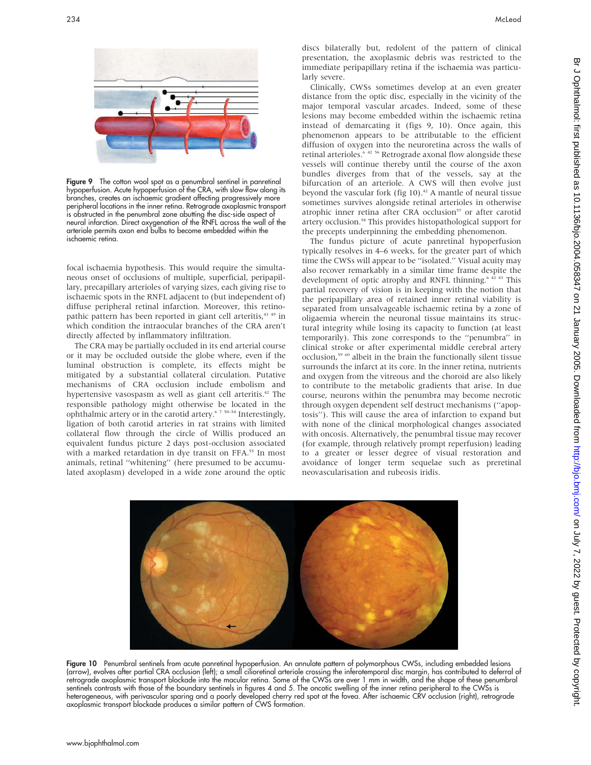Figure 9 The cotton wool spot as a penumbral sentinel in panretinal hypoperfusion. Acute hypoperfusion of the CRA, with slow flow along its branches, creates an ischaemic gradient affecting progressively more peripheral locations in the inner retina. Retrograde axoplasmic transport is obstructed in the penumbral zone abutting the disc-side aspect of neural infarction. Direct oxygenation of the RNFL across the wall of the arteriole permits axon end bulbs to become embedded within the ischaemic retina.

focal ischaemia hypothesis. This would require the simultaneous onset of occlusions of multiple, superficial, peripapillary, precapillary arterioles of varying sizes, each giving rise to ischaemic spots in the RNFL adjacent to (but independent of) diffuse peripheral retinal infarction. Moreover, this retinopathic pattern has been reported in giant cell arteritis,[43 49] in which condition the intraocular branches of the CRA aren't directly affected by inflammatory infiltration.

The CRA may be partially occluded in its end arterial course or it may be occluded outside the globe where, even if the luminal obstruction is complete, its effects might be mitigated by a substantial collateral circulation. Putative mechanisms of CRA occlusion include embolism and hypertensive vasospasm as well as giant cell arteritis.[42] The responsible pathology might otherwise be located in the ophthalmic artery or in the carotid artery.[6 7 50–54] Interestingly, ligation of both carotid arteries in rat strains with limited collateral flow through the circle of Willis produced an equivalent fundus picture 2 days post-occlusion associated with a marked retardation in dye transit on FFA.[55] In most animals, retinal "whitening" (here presumed to be accumulated axoplasm) developed in a wide zone around the optic discs bilaterally but, redolent of the pattern of clinical presentation, the axoplasmic debris was restricted to the immediate peripapillary retina if the ischaemia was particularly severe.

Clinically, CWSs sometimes develop at an even greater distance from the optic disc, especially in the vicinity of the major temporal vascular arcades. Indeed, some of these lesions may become embedded within the ischaemic retina instead of demarcating it (figs 9, 10). Once again, this phenomenon appears to be attributable to the efficient diffusion of oxygen into the neuroretina across the walls of retinal arterioles.[6 42 56] Retrograde axonal flow alongside these vessels will continue thereby until the course of the axon bundles diverges from that of the vessels, say at the bifurcation of an arteriole. A CWS will then evolve just beyond the vascular fork (fig 10).[42] A mantle of neural tissue sometimes survives alongside retinal arterioles in otherwise atrophic inner retina after CRA occlusion[57] or after carotid artery occlusion.[58] This provides histopathological support for the precepts underpinning the embedding phenomenon.

The fundus picture of acute panretinal hypoperfusion typically resolves in 4–6 weeks, for the greater part of which time the CWSs will appear to be "isolated." Visual acuity may also recover remarkably in a similar time frame despite the development of optic atrophy and RNFL thinning.[6 42 43] This partial recovery of vision is in keeping with the notion that the peripapillary area of retained inner retinal viability is separated from unsalvageable ischaemic retina by a zone of oligaemia wherein the neuronal tissue maintains its structural integrity while losing its capacity to function (at least temporarily). This zone corresponds to the "penumbra" in clinical stroke or after experimental middle cerebral artery occlusion,[59 60] albeit in the brain the functionally silent tissue surrounds the infarct at its core. In the inner retina, nutrients and oxygen from the vitreous and the choroid are also likely to contribute to the metabolic gradients that arise. In due course, neurons within the penumbra may become necrotic through oxygen dependent self destruct mechanisms ("apoptosis"). This will cause the area of infarction to expand but with none of the clinical morphological changes associated with oncosis. Alternatively, the penumbral tissue may recover (for example, through relatively prompt reperfusion) leading to a greater or lesser degree of visual restoration and avoidance of longer term sequelae such as preretinal neovascularisation and rubeosis iridis.

Figure 10 Penumbral sentinels from acute panretinal hypoperfusion. An annulate pattern of polymorphous CWSs, including embedded lesions (arrow), evolves after partial CRA occlusion (left); a small cilioretinal arteriole crossing the inferotemporal disc margin, has contributed to deferral of retrograde axoplasmic transport blockade into the macular retina. Some of the CWSs are over 1 mm in width, and the shape of these penumbral sentinels contrasts with those of the boundary sentinels in figures 4 and 5. The oncotic swelling of the inner retina peripheral to the CWSs is heterogeneous, with perivascular sparing and a poorly developed cherry red spot at the fovea. After ischaemic CRV occlusion (right), retrograde axoplasmic transport blockade produces a similar pattern of CWS formation.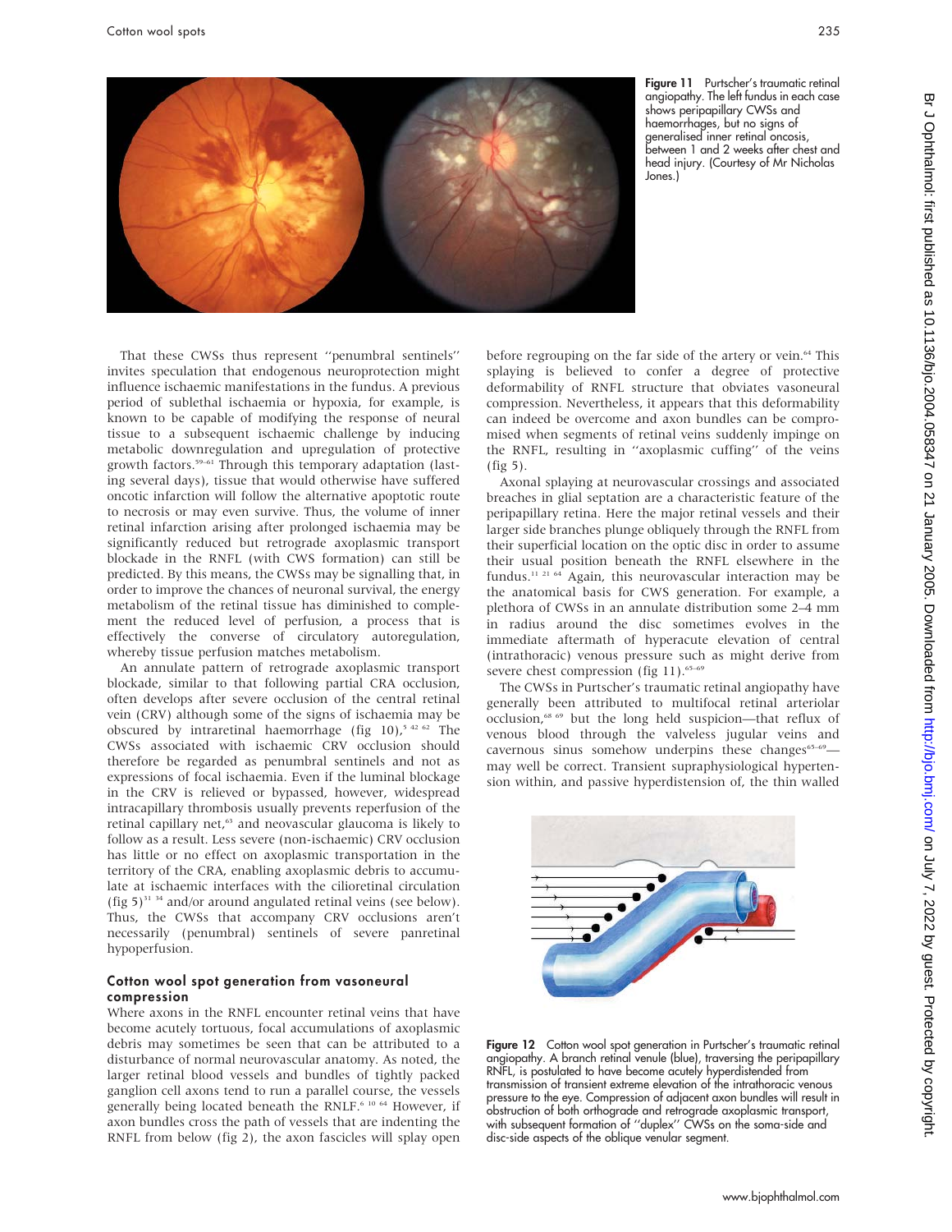Figure 11 Purtscher's traumatic retinal angiopathy. The left fundus in each case shows peripapillary CWSs and haemorrhages, but no signs of generalised inner retinal oncosis, between 1 and 2 weeks after chest and head injury. (Courtesy of Mr Nicholas Jones.)

That these CWSs thus represent ''penumbral sentinels'' invites speculation that endogenous neuroprotection might influence ischaemic manifestations in the fundus. A previous period of sublethal ischaemia or hypoxia, for example, is known to be capable of modifying the response of neural tissue to a subsequent ischaemic challenge by inducing metabolic downregulation and upregulation of protective growth factors.[59–61] Through this temporary adaptation (lasting several days), tissue that would otherwise have suffered oncotic infarction will follow the alternative apoptotic route to necrosis or may even survive. Thus, the volume of inner retinal infarction arising after prolonged ischaemia may be significantly reduced but retrograde axoplasmic transport blockade in the RNFL (with CWS formation) can still be predicted. By this means, the CWSs may be signalling that, in order to improve the chances of neuronal survival, the energy metabolism of the retinal tissue has diminished to complement the reduced level of perfusion, a process that is effectively the converse of circulatory autoregulation, whereby tissue perfusion matches metabolism.

An annulate pattern of retrograde axoplasmic transport blockade, similar to that following partial CRA occlusion, often develops after severe occlusion of the central retinal vein (CRV) although some of the signs of ischaemia may be obscured by intraretinal haemorrhage (fig 10),[5 42 62] The CWSs associated with ischaemic CRV occlusion should therefore be regarded as penumbral sentinels and not as expressions of focal ischaemia. Even if the luminal blockage in the CRV is relieved or bypassed, however, widespread intracapillary thrombosis usually prevents reperfusion of the retinal capillary net,[63] and neovascular glaucoma is likely to follow as a result. Less severe (non-ischaemic) CRV occlusion has little or no effect on axoplasmic transportation in the territory of the CRA, enabling axoplasmic debris to accumulate at ischaemic interfaces with the cilioretinal circulation (fig 5)[31 34] and/or around angulated retinal veins (see below). Thus, the CWSs that accompany CRV occlusions aren't necessarily (penumbral) sentinels of severe panretinal hypoperfusion.

### Cotton wool spot generation from vasoneural compression

Where axons in the RNFL encounter retinal veins that have become acutely tortuous, focal accumulations of axoplasmic debris may sometimes be seen that can be attributed to a disturbance of normal neurovascular anatomy. As noted, the larger retinal blood vessels and bundles of tightly packed ganglion cell axons tend to run a parallel course, the vessels generally being located beneath the RNFL.[6 10 64] However, if axon bundles cross the path of vessels that are indenting the RNFL from below (fig 2), the axon fascicles will splay open before regrouping on the far side of the artery or vein.[64] This splaying is believed to confer a degree of protective deformability of RNFL structure that obviates vasoneural compression. Nevertheless, it appears that this deformability can indeed be overcome and axon bundles can be compromised when segments of retinal veins suddenly impinge on the RNFL, resulting in ''axoplasmic cuffing'' of the veins (fig 5).

Axonal splaying at neurovascular crossings and associated breaches in glial septation are a characteristic feature of the peripapillary retina. Here the major retinal vessels and their larger side branches plunge obliquely through the RNFL from their superficial location on the optic disc in order to assume their usual position beneath the RNFL elsewhere in the fundus.[11 21 64] Again, this neurovascular interaction may be the anatomical basis for CWS generation. For example, a plethora of CWSs in an annulate distribution some 2–4 mm in radius around the disc sometimes evolves in the immediate aftermath of hyperacute elevation of central (intrathoracic) venous pressure such as might derive from severe chest compression (fig 11).[65–69]

The CWSs in Purtscher's traumatic retinal angiopathy have generally been attributed to multifocal retinal arteriolar occlusion,[68 69] but the long held suspicion—that reflux of venous blood through the valveless jugular veins and cavernous sinus somehow underpins these changes[65–69]—may well be correct. Transient supraphysiological hypertension within, and passive hyperdistension of, the thin walled

Figure 12 Cotton wool spot generation in Purtscher's traumatic retinal angiopathy. A branch retinal venule (blue), traversing the peripapillary RNFL, is postulated to have become acutely hyperdistended from transmission of transient extreme elevation of the intrathoracic venous pressure to the eye. Compression of adjacent axon bundles will result in obstruction of both orthograde and retrograde axoplasmic transport, with subsequent formation of ''duplex'' CWSs on the soma-side and disc-side aspects of the oblique venular segment.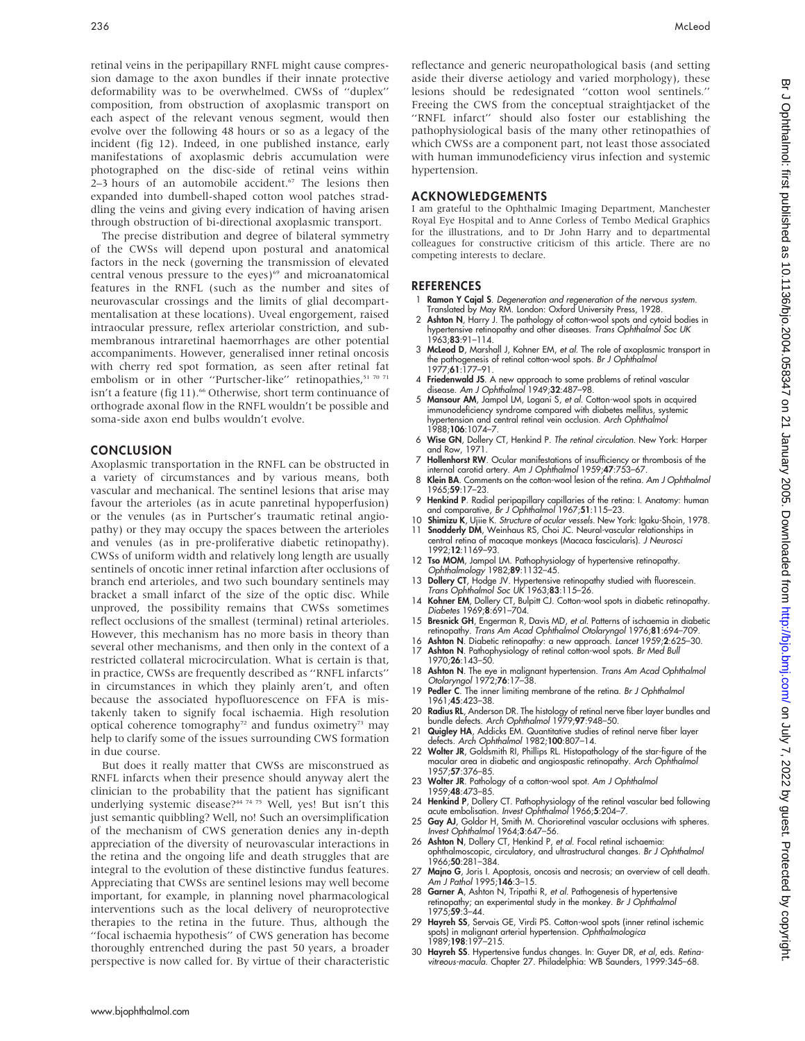retinal veins in the peripapillary RNFL might cause compression damage to the axon bundles if their innate protective deformability was to be overwhelmed. CWSs of "duplex" composition, from obstruction of axoplasmic transport on each aspect of the relevant venous segment, would then evolve over the following 48 hours or so as a legacy of the incident (fig 12). Indeed, in one published instance, early manifestations of axoplasmic debris accumulation were photographed on the disc-side of retinal veins within 2–3 hours of an automobile accident.[67] The lesions then expanded into dumbell-shaped cotton wool patches straddling the veins and giving every indication of having arisen through obstruction of bi-directional axoplasmic transport.

The precise distribution and degree of bilateral symmetry of the CWSs will depend upon postural and anatomical factors in the neck (governing the transmission of elevated central venous pressure to the eyes)[69] and microanatomical features in the RNFL (such as the number and sites of neurovascular crossings and the limits of glial decompartmentalisation at these locations). Uveal engorgement, raised intraocular pressure, reflex arteriolar constriction, and submembranous intraretinal haemorrhages are other potential accompaniments. However, generalised inner retinal oncosis with cherry red spot formation, as seen after retinal fat embolism or in other "Purtscher-like" retinopathies,[51 70 71] isn't a feature (fig 11).[66] Otherwise, short term continuance of orthograde axonal flow in the RNFL wouldn't be possible and soma-side axon end bulbs wouldn't evolve.

## CONCLUSION

Axoplasmic transportation in the RNFL can be obstructed in a variety of circumstances and by various means, both vascular and mechanical. The sentinel lesions that arise may favour the arterioles (as in acute panretinal hypoperfusion) or the venules (as in Purtscher's traumatic retinal angiopathy) or they may occupy the spaces between the arterioles and venules (as in pre-proliferative diabetic retinopathy). CWSs of uniform width and relatively long length are usually sentinels of oncotic inner retinal infarction after occlusions of branch end arterioles, and two such boundary sentinels may bracket a small infarct of the size of the optic disc. While unproved, the possibility remains that CWSs sometimes reflect occlusions of the smallest (terminal) retinal arterioles. However, this mechanism has no more basis in theory than several other mechanisms, and then only in the context of a restricted collateral microcirculation. What is certain is that, in practice, CWSs are frequently described as "RNFL infarcts" in circumstances in which they plainly aren't, and often because the associated hypofluorescence on FFA is mistakenly taken to signify focal ischaemia. High resolution optical coherence tomography[72] and fundus oximetry[73] may help to clarify some of the issues surrounding CWS formation in due course.

But does it really matter that CWSs are misconstrued as RNFL infarcts when their presence should anyway alert the clinician to the probability that the patient has significant underlying systemic disease?[44 74 75] Well, yes! But isn't this just semantic quibbling? Well, no! Such an oversimplification of the mechanism of CWS generation denies any in-depth appreciation of the diversity of neurovascular interactions in the retina and the ongoing life and death struggles that are integral to the evolution of these distinctive fundus features. Appreciating that CWSs are sentinel lesions may well become important, for example, in planning novel pharmacological interventions such as the local delivery of neuroprotective therapies to the retina in the future. Thus, although the "focal ischaemia hypothesis" of CWS generation has become thoroughly entrenched during the past 50 years, a broader perspective is now called for. By virtue of their characteristic reflectance and generic neuropathological basis (and setting aside their diverse aetiology and varied morphology), these lesions should be redesignated "cotton wool sentinels." Freeing the CWS from the conceptual straightjacket of the "RNFL infarct" should also foster our establishing the pathophysiological basis of the many other retinopathies of which CWSs are a component part, not least those associated with human immunodeficiency virus infection and systemic hypertension.

## ACKNOWLEDGEMENTS

I am grateful to the Ophthalmic Imaging Department, Manchester Royal Eye Hospital and to Anne Corless of Tembo Medical Graphics for the illustrations, and to Dr John Harry and to departmental colleagues for constructive criticism of this article. There are no competing interests to declare.

## REFERENCES

1. **Ramon Y Cajal S**. *Degeneration and regeneration of the nervous system.* Translated by May RM. London: Oxford University Press, 1928.
2. **Ashton N**, Harry J. The pathology of cotton-wool spots and cytoid bodies in hypertensive retinopathy and other diseases. *Trans Ophthalmol Soc UK* 1963;**83**:91–114.
3. **McLeod D**, Marshall J, Kohner EM, *et al*. The role of axoplasmic transport in the pathogenesis of retinal cotton-wool spots. *Br J Ophthalmol* 1977;**61**:177–91.
4. **Friedenwald JS**. A new approach to some problems of retinal vascular disease. *Am J Ophthalmol* 1949;**32**:487–98.
5. **Mansour AM**, Jampol LM, Logani S, *et al*. Cotton-wool spots in acquired immunodeficiency syndrome compared with diabetes mellitus, systemic hypertension and central retinal vein occlusion. *Arch Ophthalmol* 1988;**106**:1074–7.
6. **Wise GN**, Dollery CT, Henkind P. *The retinal circulation.* New York: Harper and Row, 1971.
7. **Hollenhorst RW**. Ocular manifestations of insufficiency or thrombosis of the internal carotid artery. *Am J Ophthalmol* 1959;**47**:753–67.
8. **Klein BA**. Comments on the cotton-wool lesion of the retina. *Am J Ophthalmol* 1965;**59**:17–23.
9. **Henkind P**. Radial peripapillary capillaries of the retina: I. Anatomy: human and comparative, *Br J Ophthalmol* 1967;**51**:115–23.
10. **Shimizu K**, Ujiie K. *Structure of ocular vessels.* New York: Igaku-Shoin, 1978.
11. **Snodderly DM**, Weinhaus RS, Choi JC. Neural-vascular relationships in central retina of macaque monkeys (Macaca fascicularis). *J Neurosci* 1992;**12**:1169–93.
12. **Tso MOM**, Jampol LM. Pathophysiology of hypertensive retinopathy. *Ophthalmology* 1982;**89**:1132–45.
13. **Dollery CT**, Hodge JV. Hypertensive retinopathy studied with fluorescein. *Trans Ophthalmol Soc UK* 1963;**83**:115–26.
14. **Kohner EM**, Dollery CT, Bulpitt CJ. Cotton-wool spots in diabetic retinopathy. *Diabetes* 1969;**8**:691–704.
15. **Bresnick GH**, Engerman R, Davis MD, *et al*. Patterns of ischaemia in diabetic retinopathy. *Trans Am Acad Ophthalmol Otolaryngol* 1976;**81**:694–709.
16. **Ashton N**. Diabetic retinopathy: a new approach. *Lancet* 1959;**2**:625–30.
17. **Ashton N**. Pathophysiology of retinal cotton-wool spots. *Br Med Bull* 1970;**26**:143–50.
18. **Ashton N**. The eye in malignant hypertension. *Trans Am Acad Ophthalmol Otolaryngol* 1972;**76**:17–38.
19. **Pedler C**. The inner limiting membrane of the retina. *Br J Ophthalmol* 1961;**45**:423–38.
20. **Radius RL**, Anderson DR. The histology of retinal nerve fiber layer bundles and bundle defects. *Arch Ophthalmol* 1979;**97**:948–50.
21. **Quigley HA**, Addicks EM. Quantitative studies of retinal nerve fiber layer defects. *Arch Ophthalmol* 1982;**100**:807–14.
22. **Wolter JR**, Goldsmith RI, Phillips RL. Histopathology of the star-figure of the macular area in diabetic and angiospastic retinopathy. *Arch Ophthalmol* 1957;**57**:376–85.
23. **Wolter JR**. Pathology of a cotton-wool spot. *Am J Ophthalmol* 1959;**48**:473–85.
24. **Henkind P**, Dollery CT. Pathophysiology of the retinal vascular bed following acute embolisation. *Invest Ophthalmol* 1966;**5**:204–7.
25. **Gay AJ**, Goldor H, Smith M. Chorioretinal vascular occlusions with spheres. *Invest Ophthalmol* 1964;**3**:647–56.
26. **Ashton N**, Dollery CT, Henkind P, *et al*. Focal retinal ischaemia: ophthalmoscopic, circulatory, and ultrastructural changes. *Br J Ophthalmol* 1966;**50**:281–384.
27. **Majno G**, Joris I. Apoptosis, oncosis and necrosis; an overview of cell death. *Am J Pathol* 1995;**146**:3–15.
28. **Garner A**, Ashton N, Tripathi R, *et al*. Pathogenesis of hypertensive retinopathy; an experimental study in the monkey. *Br J Ophthalmol* 1975;**59**:3–44.
29. **Hayreh SS**, Servais GE, Virdi PS. Cotton-wool spots (inner retinal ischemic spots) in malignant arterial hypertension. *Ophthalmologica* 1989;**198**:197–215.
30. **Hayreh SS**. Hypertensive fundus changes. In: Guyer DR, *et al*, eds. *Retina-vitreous-macula.* Chapter 27. Philadelphia: WB Saunders, 1999:345–68.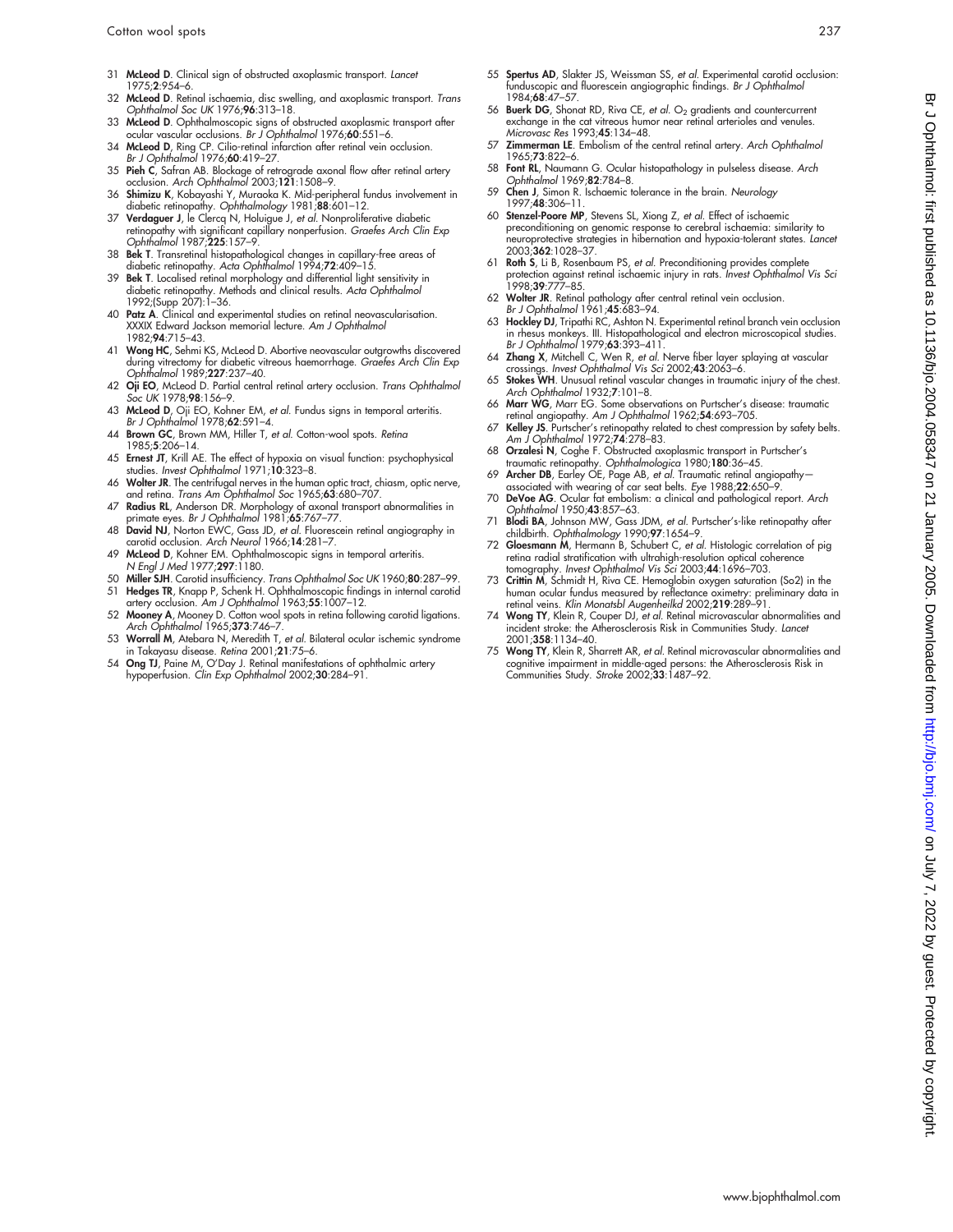31 **McLeod D**. Clinical sign of obstructed axoplasmic transport. *Lancet* 1975;**2**:954–6.

32 **McLeod D**. Retinal ischaemia, disc swelling, and axoplasmic transport. *Trans Ophthalmol Soc UK* 1976;**96**:313–18.

33 **McLeod D**. Ophthalmoscopic signs of obstructed axoplasmic transport after ocular vascular occlusions. *Br J Ophthalmol* 1976;**60**:551–6.

34 **McLeod D**, Ring CP. Cilio-retinal infarction after retinal vein occlusion. *Br J Ophthalmol* 1976;**60**:419–27.

35 **Pieh C**, Safran AB. Blockage of retrograde axonal flow after retinal artery occlusion. *Arch Ophthalmol* 2003;**121**:1508–9.

36 **Shimizu K**, Kobayashi Y, Muraoka K. Mid-peripheral fundus involvement in diabetic retinopathy. *Ophthalmology* 1981;**88**:601–12.

37 **Verdaguer J**, le Clercq N, Holuigue J, *et al*. Nonproliferative diabetic retinopathy with significant capillary nonperfusion. *Graefes Arch Clin Exp Ophthalmol* 1987;**225**:157–9.

38 **Bek T**. Transretinal histopathological changes in capillary-free areas of diabetic retinopathy. *Acta Ophthalmol* 1994;**72**:409–15.

39 **Bek T**. Localised retinal morphology and differential light sensitivity in diabetic retinopathy. Methods and clinical results. *Acta Ophthalmol* 1992;(Supp 207):1–36.

40 **Patz A**. Clinical and experimental studies on retinal neovascularisation. XXXIX Edward Jackson memorial lecture. *Am J Ophthalmol* 1982;**94**:715–43.

41 **Wong HC**, Sehmi KS, McLeod D. Abortive neovascular outgrowths discovered during vitrectomy for diabetic vitreous haemorrhage. *Graefes Arch Clin Exp Ophthalmol* 1989;**227**:237–40.

42 **Oji EO**, McLeod D. Partial central retinal artery occlusion. *Trans Ophthalmol Soc UK* 1978;**98**:156–9.

43 **McLeod D**, Oji EO, Kohner EM, *et al*. Fundus signs in temporal arteritis. *Br J Ophthalmol* 1978;**62**:591–4.

44 **Brown GC**, Brown MM, Hiller T, *et al*. Cotton-wool spots. *Retina* 1985;**5**:206–14.

45 **Ernest JT**, Krill AE. The effect of hypoxia on visual function: psychophysical studies. *Invest Ophthalmol* 1971;**10**:323–8.

46 **Wolter JR**. The centrifugal nerves in the human optic tract, chiasm, optic nerve, and retina. *Trans Am Ophthalmol Soc* 1965;**63**:680–707.

47 **Radius RL**, Anderson DR. Morphology of axonal transport abnormalities in primate eyes. *Br J Ophthalmol* 1981;**65**:767–77.

48 **David NJ**, Norton EWC, Gass JD, *et al*. Fluorescein retinal angiography in carotid occlusion. *Arch Neurol* 1966;**14**:281–7.

49 **McLeod D**, Kohner EM. Ophthalmoscopic signs in temporal arteritis. *N Engl J Med* 1977;**297**:1180.

50 **Miller SJH**. Carotid insufficiency. *Trans Ophthalmol Soc UK* 1960;**80**:287–99.

51 **Hedges TR**, Knapp P, Schenk H. Ophthalmoscopic findings in internal carotid artery occlusion. *Am J Ophthalmol* 1963;**55**:1007–12.

52 **Mooney A**, Mooney D. Cotton wool spots in retina following carotid ligations. *Arch Ophthalmol* 1965;**373**:746–7.

53 **Worrall M**, Atebara N, Meredith T, *et al*. Bilateral ocular ischemic syndrome in Takayasu disease. *Retina* 2001;**21**:75–6.

54 **Ong TJ**, Paine M, O'Day J. Retinal manifestations of ophthalmic artery hypoperfusion. *Clin Exp Ophthalmol* 2002;**30**:284–91.

55 **Spertus AD**, Slakter JS, Weissman SS, *et al*. Experimental carotid occlusion: funduscopic and fluorescein angiographic findings. *Br J Ophthalmol* 1984;**68**:47–57.

56 **Buerk DG**, Shonat RD, Riva CE, *et al*. $O_2$ gradients and countercurrent exchange in the cat vitreous humor near retinal arterioles and venules. *Microvasc Res* 1993;**45**:134–48.

57 **Zimmerman LE**. Embolism of the central retinal artery. *Arch Ophthalmol* 1965;**73**:822–6.

58 **Font RL**, Naumann G. Ocular histopathology in pulseless disease. *Arch Ophthalmol* 1969;**82**:784–8.

59 **Chen J**, Simon R. Ischaemic tolerance in the brain. *Neurology* 1997;**48**:306–11.

60 **Stenzel-Poore MP**, Stevens SL, Xiong Z, *et al*. Effect of ischaemic preconditioning on genomic response to cerebral ischaemia: similarity to neuroprotective strategies in hibernation and hypoxia-tolerant states. *Lancet* 2003;**362**:1028–37.

61 **Roth S**, Li B, Rosenbaum PS, *et al*. Preconditioning provides complete protection against retinal ischaemic injury in rats. *Invest Ophthalmol Vis Sci* 1998;**39**:777–85.

62 **Wolter JR**. Retinal pathology after central retinal vein occlusion. *Br J Ophthalmol* 1961;**45**:683–94.

63 **Hockley DJ**, Tripathi RC, Ashton N. Experimental retinal branch vein occlusion in rhesus monkeys. III. Histopathological and electron microscopical studies. *Br J Ophthalmol* 1979;**63**:393–411.

64 **Zhang X**, Mitchell C, Wen R, *et al*. Nerve fiber layer splaying at vascular crossings. *Invest Ophthalmol Vis Sci* 2002;**43**:2063–6.

65 **Stokes WH**. Unusual retinal vascular changes in traumatic injury of the chest. *Arch Ophthalmol* 1932;**7**:101–8.

66 **Marr WG**, Marr EG. Some observations on Purtscher's disease: traumatic retinal angiopathy. *Am J Ophthalmol* 1962;**54**:693–705.

67 **Kelley JS**. Purtscher's retinopathy related to chest compression by safety belts. *Am J Ophthalmol* 1972;**74**:278–83.

68 **Orzalesi N**, Coghe F. Obstructed axoplasmic transport in Purtscher's traumatic retinopathy. *Ophthalmologica* 1980;**180**:36–45.

69 **Archer DB**, Earley OE, Page AB, *et al*. Traumatic retinal angiopathy—associated with wearing of car seat belts. *Eye* 1988;**22**:650–9.

70 **DeVoe AG**. Ocular fat embolism: a clinical and pathological report. *Arch Ophthalmol* 1950;**43**:857–63.

71 **Blodi BA**, Johnson MW, Gass JDM, *et al*. Purtscher's-like retinopathy after childbirth. *Ophthalmology* 1990;**97**:1654–9.

72 **Gloesmann M**, Hermann B, Schubert C, *et al*. Histologic correlation of pig retina radial stratification with ultrahigh-resolution optical coherence tomography. *Invest Ophthalmol Vis Sci* 2003;**44**:1696–703.

73 **Crittin M**, Schmidt H, Riva CE. Hemoglobin oxygen saturation (So2) in the human ocular fundus measured by reflectance oximetry: preliminary data in retinal veins. *Klin Monatsbl Augenheilkd* 2002;**219**:289–91.

74 **Wong TY**, Klein R, Couper DJ, *et al*. Retinal microvascular abnormalities and incident stroke: the Atherosclerosis Risk in Communities Study. *Lancet* 2001;**358**:1134–40.

75 **Wong TY**, Klein R, Sharrett AR, *et al*. Retinal microvascular abnormalities and cognitive impairment in middle-aged persons: the Atherosclerosis Risk in Communities Study. *Stroke* 2002;**33**:1487–92.